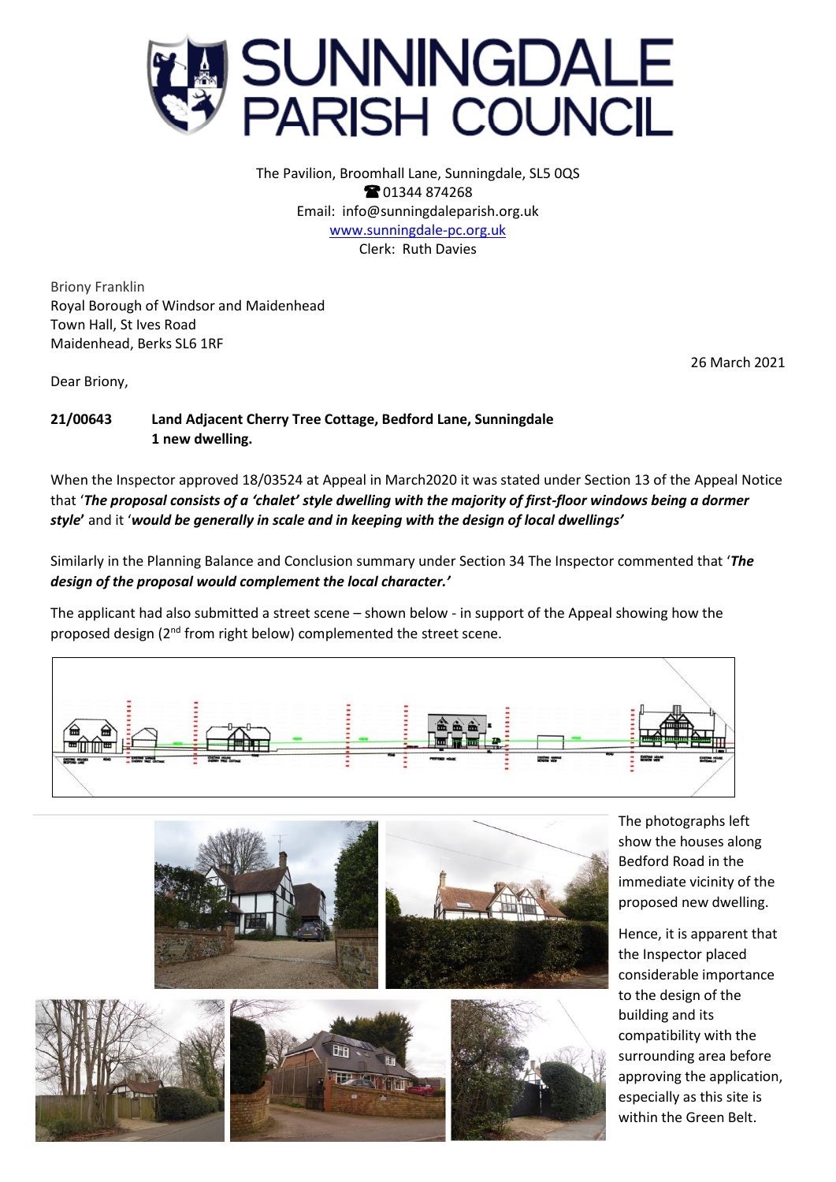# SUNNINGDALE PARISH COUNCIL

The Pavilion, Broomhall Lane, Sunningdale, SL5 0QS
☎ 01344 874268
Email: info@sunningdaleparish.org.uk
www.sunningdale-pc.org.uk
Clerk: Ruth Davies

Briony Franklin
Royal Borough of Windsor and Maidenhead
Town Hall, St Ives Road
Maidenhead, Berks SL6 1RF

26 March 2021

Dear Briony,

**21/00643 Land Adjacent Cherry Tree Cottage, Bedford Lane, Sunningdale**
**1 new dwelling.**

When the Inspector approved 18/03524 at Appeal in March2020 it was stated under Section 13 of the Appeal Notice that '***The proposal consists of a 'chalet' style dwelling with the majority of first-floor windows being a dormer style*'** and it '***would be generally in scale and in keeping with the design of local dwellings'***

Similarly in the Planning Balance and Conclusion summary under Section 34 The Inspector commented that '***The design of the proposal would complement the local character.'***

The applicant had also submitted a street scene – shown below - in support of the Appeal showing how the proposed design (2nd from right below) complemented the street scene.

The photographs left show the houses along Bedford Road in the immediate vicinity of the proposed new dwelling.

Hence, it is apparent that the Inspector placed considerable importance to the design of the building and its compatibility with the surrounding area before approving the application, especially as this site is within the Green Belt.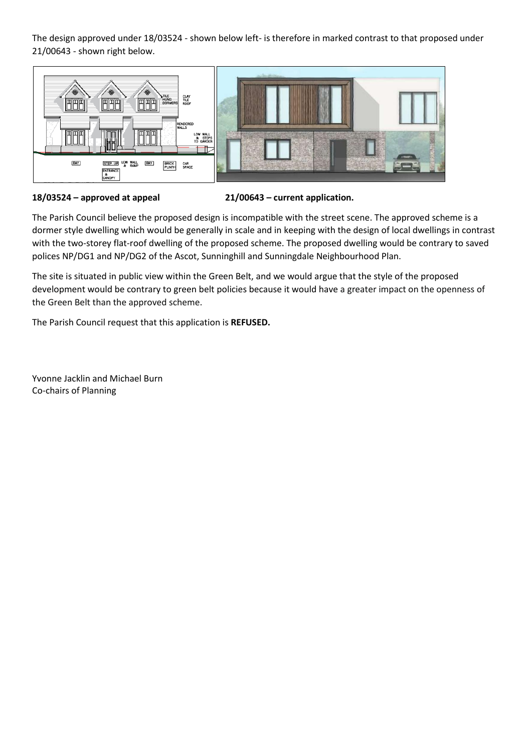The design approved under 18/03524 - shown below left- is therefore in marked contrast to that proposed under 21/00643 - shown right below.

**18/03524 – approved at appeal** **21/00643 – current application.**

The Parish Council believe the proposed design is incompatible with the street scene. The approved scheme is a dormer style dwelling which would be generally in scale and in keeping with the design of local dwellings in contrast with the two-storey flat-roof dwelling of the proposed scheme. The proposed dwelling would be contrary to saved polices NP/DG1 and NP/DG2 of the Ascot, Sunninghill and Sunningdale Neighbourhood Plan.

The site is situated in public view within the Green Belt, and we would argue that the style of the proposed development would be contrary to green belt policies because it would have a greater impact on the openness of the Green Belt than the approved scheme.

The Parish Council request that this application is **REFUSED.**

Yvonne Jacklin and Michael Burn
Co-chairs of Planning